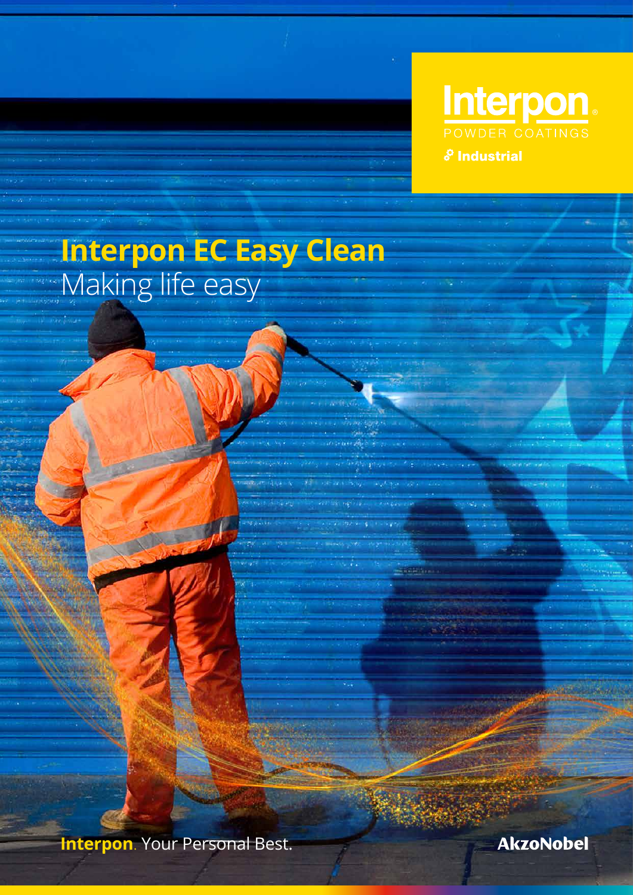Interpon
POWDER COATINGS
Industrial

# Interpon EC Easy Clean

## Making life easy

**Interpon**. Your Personal Best.

AkzoNobel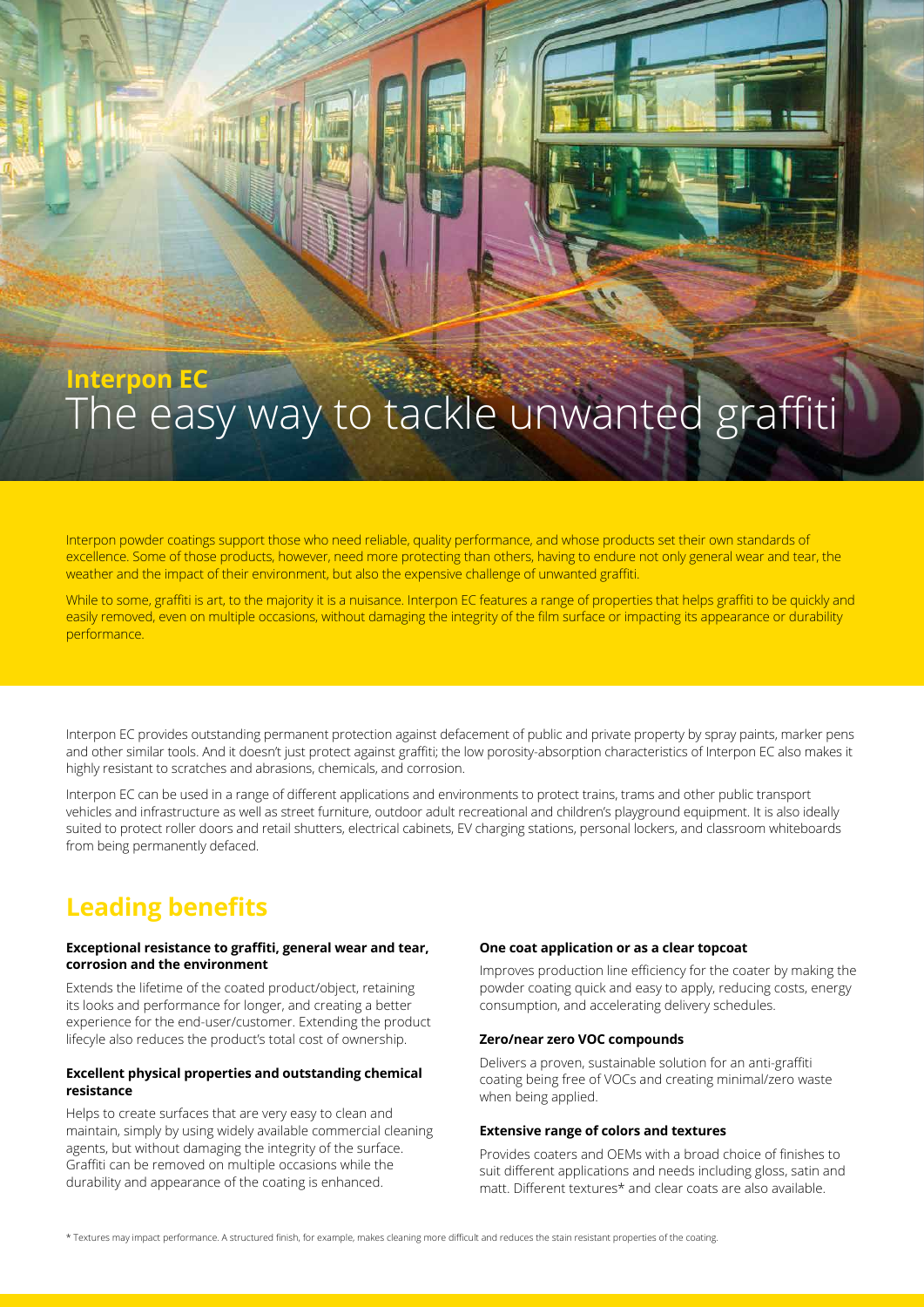# Interpon EC
## The easy way to tackle unwanted graffiti

Interpon powder coatings support those who need reliable, quality performance, and whose products set their own standards of excellence. Some of those products, however, need more protecting than others, having to endure not only general wear and tear, the weather and the impact of their environment, but also the expensive challenge of unwanted graffiti.

While to some, graffiti is art, to the majority it is a nuisance. Interpon EC features a range of properties that helps graffiti to be quickly and easily removed, even on multiple occasions, without damaging the integrity of the film surface or impacting its appearance or durability performance.

Interpon EC provides outstanding permanent protection against defacement of public and private property by spray paints, marker pens and other similar tools. And it doesn't just protect against graffiti; the low porosity-absorption characteristics of Interpon EC also makes it highly resistant to scratches and abrasions, chemicals, and corrosion.

Interpon EC can be used in a range of different applications and environments to protect trains, trams and other public transport vehicles and infrastructure as well as street furniture, outdoor adult recreational and children's playground equipment. It is also ideally suited to protect roller doors and retail shutters, electrical cabinets, EV charging stations, personal lockers, and classroom whiteboards from being permanently defaced.

## Leading benefits

**Exceptional resistance to graffiti, general wear and tear, corrosion and the environment**

Extends the lifetime of the coated product/object, retaining its looks and performance for longer, and creating a better experience for the end-user/customer. Extending the product lifecyle also reduces the product's total cost of ownership.

**Excellent physical properties and outstanding chemical resistance**

Helps to create surfaces that are very easy to clean and maintain, simply by using widely available commercial cleaning agents, but without damaging the integrity of the surface. Graffiti can be removed on multiple occasions while the durability and appearance of the coating is enhanced.

**One coat application or as a clear topcoat**

Improves production line efficiency for the coater by making the powder coating quick and easy to apply, reducing costs, energy consumption, and accelerating delivery schedules.

**Zero/near zero VOC compounds**

Delivers a proven, sustainable solution for an anti-graffiti coating being free of VOCs and creating minimal/zero waste when being applied.

**Extensive range of colors and textures**

Provides coaters and OEMs with a broad choice of finishes to suit different applications and needs including gloss, satin and matt. Different textures* and clear coats are also available.

* Textures may impact performance. A structured finish, for example, makes cleaning more difficult and reduces the stain resistant properties of the coating.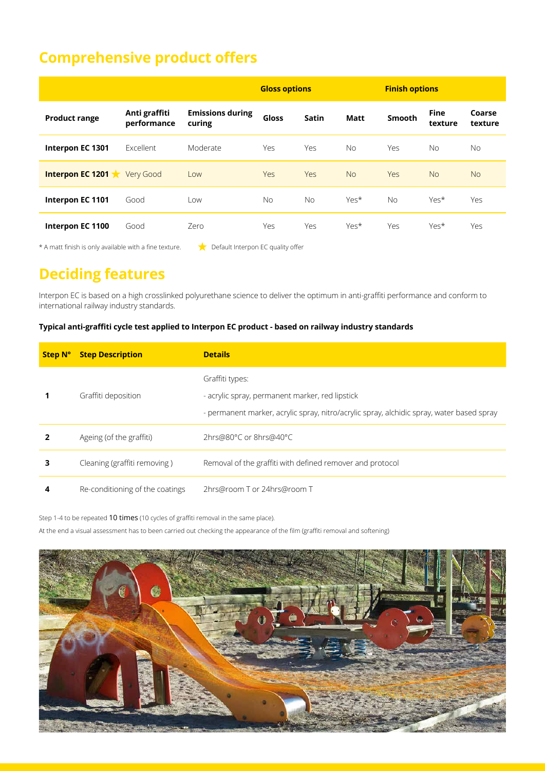## Comprehensive product offers

| | | | Gloss options | | | Finish options | | |
|---|---|---|---|---|---|---|---|---|
| **Product range** | **Anti graffiti performance** | **Emissions during curing** | **Gloss** | **Satin** | **Matt** | **Smooth** | **Fine texture** | **Coarse texture** |
| **Interpon EC 1301** | Excellent | Moderate | Yes | Yes | No | Yes | No | No |
| **Interpon EC 1201** ★ | Very Good | Low | Yes | Yes | No | Yes | No | No |
| **Interpon EC 1101** | Good | Low | No | No | Yes* | No | Yes* | Yes |
| **Interpon EC 1100** | Good | Zero | Yes | Yes | Yes* | Yes | Yes* | Yes |

* A matt finish is only available with a fine texture.

★ Default Interpon EC quality offer

## Deciding features

Interpon EC is based on a high crosslinked polyurethane science to deliver the optimum in anti-graffiti performance and conform to international railway industry standards.

**Typical anti-graffiti cycle test applied to Interpon EC product - based on railway industry standards**

| Step N° | Step Description | Details |
|---|---|---|
| **1** | Graffiti deposition | Graffiti types:<br>- acrylic spray, permanent marker, red lipstick<br>- permanent marker, acrylic spray, nitro/acrylic spray, alchidic spray, water based spray |
| **2** | Ageing (of the graffiti) | 2hrs@80°C or 8hrs@40°C |
| **3** | Cleaning (graffiti removing ) | Removal of the graffiti with defined remover and protocol |
| **4** | Re-conditioning of the coatings | 2hrs@room T or 24hrs@room T |

Step 1-4 to be repeated 10 times (10 cycles of graffiti removal in the same place).

At the end a visual assessment has to been carried out checking the appearance of the film (graffiti removal and softening)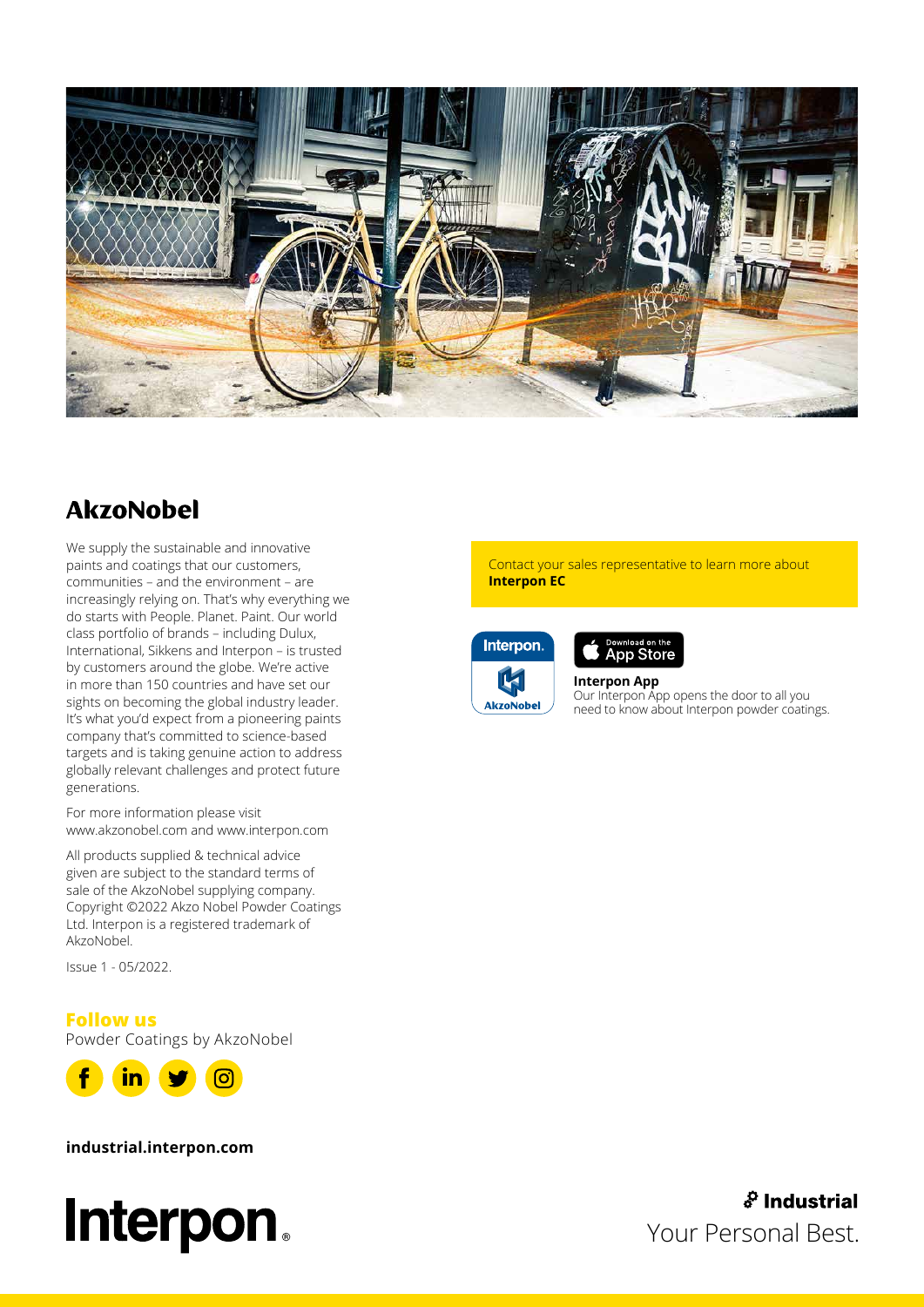## AkzoNobel

We supply the sustainable and innovative paints and coatings that our customers, communities – and the environment – are increasingly relying on. That's why everything we do starts with People. Planet. Paint. Our world class portfolio of brands – including Dulux, International, Sikkens and Interpon – is trusted by customers around the globe. We're active in more than 150 countries and have set our sights on becoming the global industry leader. It's what you'd expect from a pioneering paints company that's committed to science-based targets and is taking genuine action to address globally relevant challenges and protect future generations.

For more information please visit www.akzonobel.com and www.interpon.com

All products supplied & technical advice given are subject to the standard terms of sale of the AkzoNobel supplying company. Copyright ©2022 Akzo Nobel Powder Coatings Ltd. Interpon is a registered trademark of AkzoNobel.

Issue 1 - 05/2022.

**Follow us**

Powder Coatings by AkzoNobel

**industrial.interpon.com**

Contact your sales representative to learn more about **Interpon EC**

**Interpon App**

Our Interpon App opens the door to all you need to know about Interpon powder coatings.

Interpon

**Industrial**

Your Personal Best.